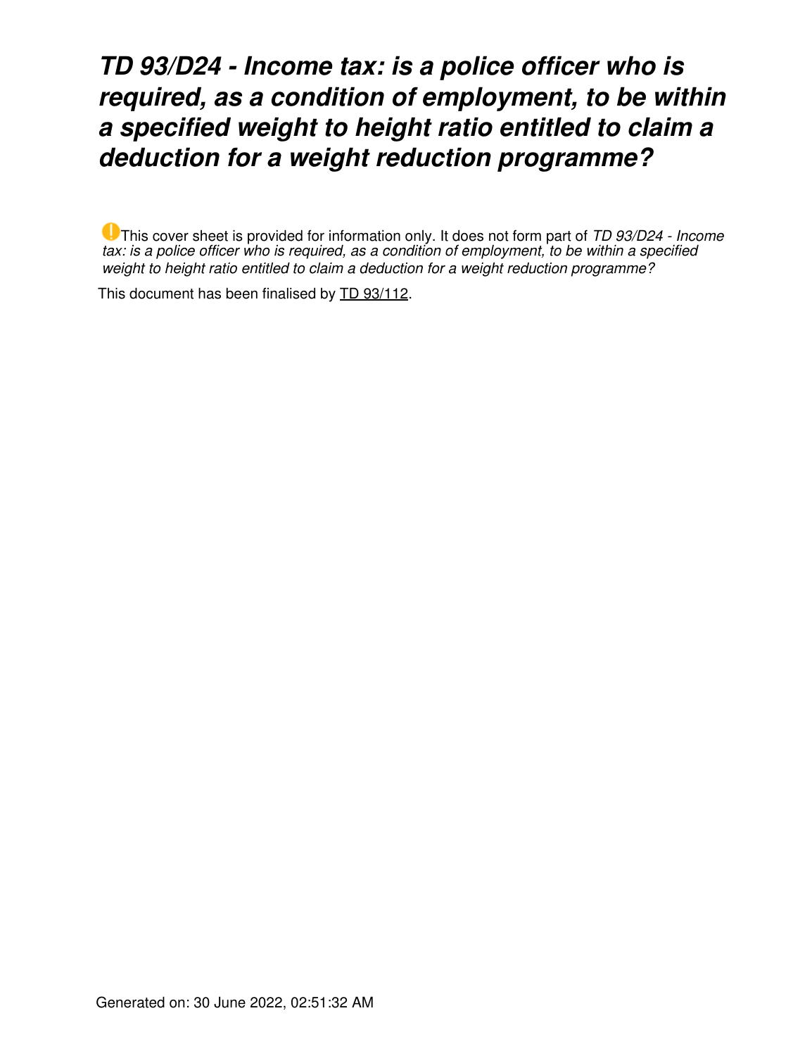# *TD 93/D24 - Income tax: is a police officer who is required, as a condition of employment, to be within a specified weight to height ratio entitled to claim a deduction for a weight reduction programme?*

This cover sheet is provided for information only. It does not form part of *TD 93/D24 - Income tax: is a police officer who is required, as a condition of employment, to be within a specified weight to height ratio entitled to claim a deduction for a weight reduction programme?*

This document has been finalised by TD 93/112.

Generated on: 30 June 2022, 02:51:32 AM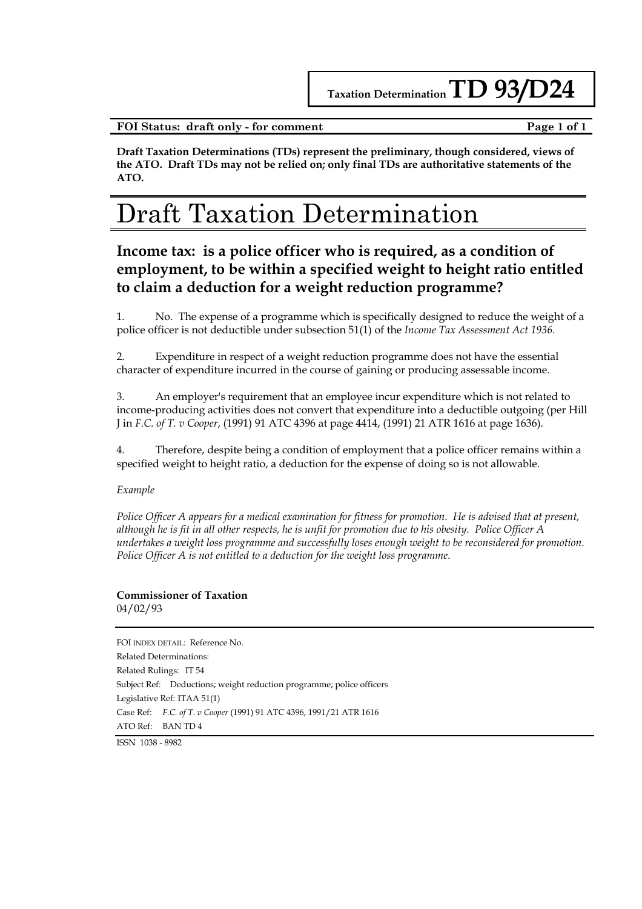**Taxation Determination TD 93/D24**

**FOI Status: draft only - for comment**

**Draft Taxation Determinations (TDs) represent the preliminary, though considered, views of the ATO. Draft TDs may not be relied on; only final TDs are authoritative statements of the ATO.**

# Draft Taxation Determination

## Income tax: is a police officer who is required, as a condition of employment, to be within a specified weight to height ratio entitled to claim a deduction for a weight reduction programme?

1. No. The expense of a programme which is specifically designed to reduce the weight of a police officer is not deductible under subsection 51(1) of the *Income Tax Assessment Act 1936.*

2. Expenditure in respect of a weight reduction programme does not have the essential character of expenditure incurred in the course of gaining or producing assessable income.

3. An employer's requirement that an employee incur expenditure which is not related to income-producing activities does not convert that expenditure into a deductible outgoing (per Hill J in *F.C. of T. v Cooper*, (1991) 91 ATC 4396 at page 4414, (1991) 21 ATR 1616 at page 1636).

4. Therefore, despite being a condition of employment that a police officer remains within a specified weight to height ratio, a deduction for the expense of doing so is not allowable.

*Example*

*Police Officer A appears for a medical examination for fitness for promotion. He is advised that at present, although he is fit in all other respects, he is unfit for promotion due to his obesity. Police Officer A undertakes a weight loss programme and successfully loses enough weight to be reconsidered for promotion. Police Officer A is not entitled to a deduction for the weight loss programme.*

**Commissioner of Taxation**
04/02/93

FOI INDEX DETAIL: Reference No.
Related Determinations:
Related Rulings: IT 54
Subject Ref: Deductions; weight reduction programme; police officers
Legislative Ref: ITAA 51(1)
Case Ref: *F.C. of T. v Cooper* (1991) 91 ATC 4396, 1991/21 ATR 1616
ATO Ref: BAN TD 4

ISSN 1038 - 8982